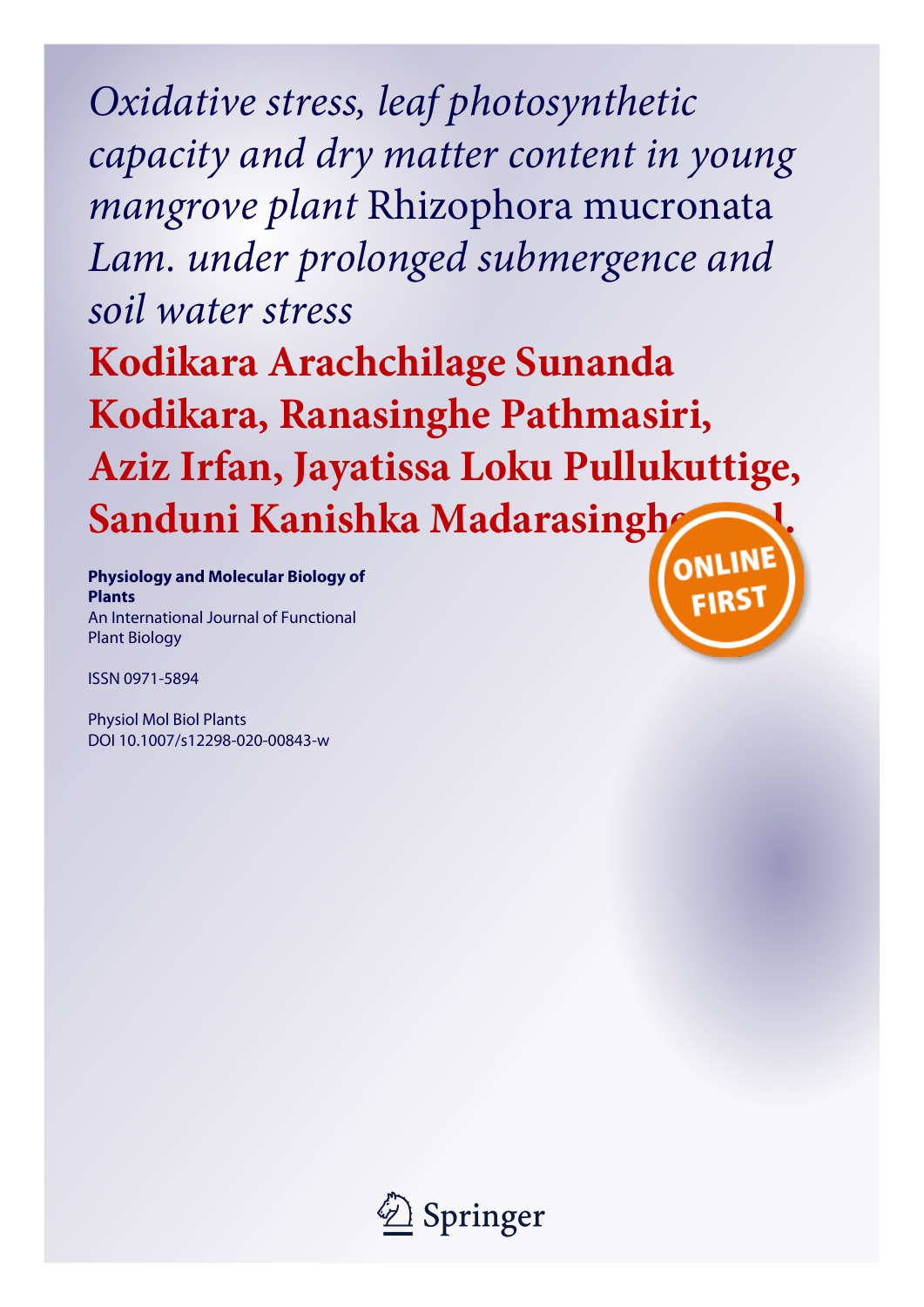# *Oxidative stress, leaf photosynthetic capacity and dry matter content in young mangrove plant* Rhizophora mucronata *Lam. under prolonged submergence and soil water stress*

**Kodikara Arachchilage Sunanda Kodikara, Ranasinghe Pathmasiri, Aziz Irfan, Jayatissa Loku Pullukuttige, Sanduni Kanishka Madarasinghe, et al.**

**Physiology and Molecular Biology of Plants**
An International Journal of Functional Plant Biology

ISSN 0971-5894

Physiol Mol Biol Plants
DOI 10.1007/s12298-020-00843-w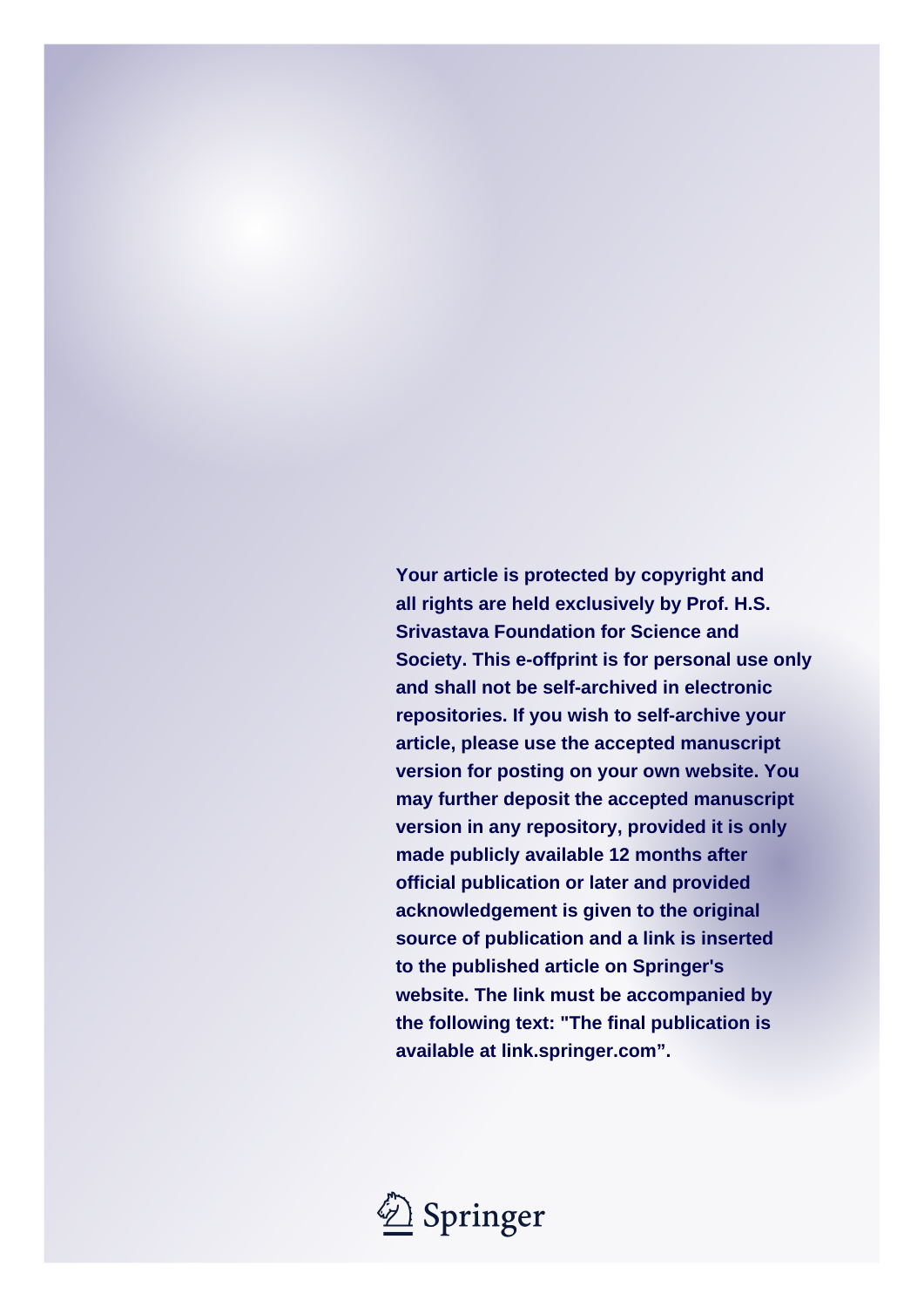**Your article is protected by copyright and all rights are held exclusively by Prof. H.S. Srivastava Foundation for Science and Society. This e-offprint is for personal use only and shall not be self-archived in electronic repositories. If you wish to self-archive your article, please use the accepted manuscript version for posting on your own website. You may further deposit the accepted manuscript version in any repository, provided it is only made publicly available 12 months after official publication or later and provided acknowledgement is given to the original source of publication and a link is inserted to the published article on Springer's website. The link must be accompanied by the following text: "The final publication is available at link.springer.com".**

Springer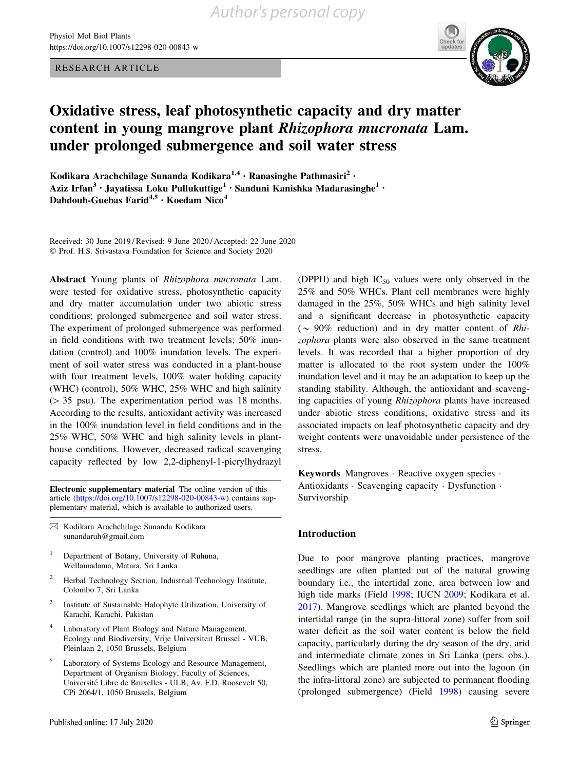RESEARCH ARTICLE

# Oxidative stress, leaf photosynthetic capacity and dry matter content in young mangrove plant *Rhizophora mucronata* Lam. under prolonged submergence and soil water stress

**Kodikara Arachchilage Sunanda Kodikara[1,4] · Ranasinghe Pathmasiri[2] · Aziz Irfan[3] · Jayatissa Loku Pullukuttige[1] · Sanduni Kanishka Madarasinghe[1] · Dahdouh-Guebas Farid[4,5] · Koedam Nico[4]**

Received: 30 June 2019 / Revised: 9 June 2020 / Accepted: 22 June 2020
© Prof. H.S. Srivastava Foundation for Science and Society 2020

**Abstract** Young plants of *Rhizophora mucronata* Lam. were tested for oxidative stress, photosynthetic capacity and dry matter accumulation under two abiotic stress conditions; prolonged submergence and soil water stress. The experiment of prolonged submergence was performed in field conditions with two treatment levels; 50% inundation (control) and 100% inundation levels. The experiment of soil water stress was conducted in a plant-house with four treatment levels, 100% water holding capacity (WHC) (control), 50% WHC, 25% WHC and high salinity (> 35 psu). The experimentation period was 18 months. According to the results, antioxidant activity was increased in the 100% inundation level in field conditions and in the 25% WHC, 50% WHC and high salinity levels in plant-house conditions. However, decreased radical scavenging capacity reflected by low 2,2-diphenyl-1-picrylhydrazyl (DPPH) and high $IC_{50}$ values were only observed in the 25% and 50% WHCs. Plant cell membranes were highly damaged in the 25%, 50% WHCs and high salinity level and a significant decrease in photosynthetic capacity (~ 90% reduction) and in dry matter content of *Rhizophora* plants were also observed in the same treatment levels. It was recorded that a higher proportion of dry matter is allocated to the root system under the 100% inundation level and it may be an adaptation to keep up the standing stability. Although, the antioxidant and scavenging capacities of young *Rhizophora* plants have increased under abiotic stress conditions, oxidative stress and its associated impacts on leaf photosynthetic capacity and dry weight contents were unavoidable under persistence of the stress.

**Keywords** Mangroves · Reactive oxygen species · Antioxidants · Scavenging capacity · Dysfunction · Survivorship

**Electronic supplementary material** The online version of this article (https://doi.org/10.1007/s12298-020-00843-w) contains supplementary material, which is available to authorized users.

✉ Kodikara Arachchilage Sunanda Kodikara
sunandaruh@gmail.com

[1] Department of Botany, University of Ruhuna, Wellamadama, Matara, Sri Lanka

[2] Herbal Technology Section, Industrial Technology Institute, Colombo 7, Sri Lanka

[3] Institute of Sustainable Halophyte Utilization, University of Karachi, Karachi, Pakistan

[4] Laboratory of Plant Biology and Nature Management, Ecology and Biodiversity, Vrije Universiteit Brussel - VUB, Pleinlaan 2, 1050 Brussels, Belgium

[5] Laboratory of Systems Ecology and Resource Management, Department of Organism Biology, Faculty of Sciences, Université Libre de Bruxelles - ULB, Av. F.D. Roosevelt 50, CPi 2064/1, 1050 Brussels, Belgium

## Introduction

Due to poor mangrove planting practices, mangrove seedlings are often planted out of the natural growing boundary i.e., the intertidal zone, area between low and high tide marks (Field 1998; IUCN 2009; Kodikara et al. 2017). Mangrove seedlings which are planted beyond the intertidal range (in the supra-littoral zone) suffer from soil water deficit as the soil water content is below the field capacity, particularly during the dry season of the dry, arid and intermediate climate zones in Sri Lanka (pers. obs.). Seedlings which are planted more out into the lagoon (in the infra-littoral zone) are subjected to permanent flooding (prolonged submergence) (Field 1998) causing severe

Published online: 17 July 2020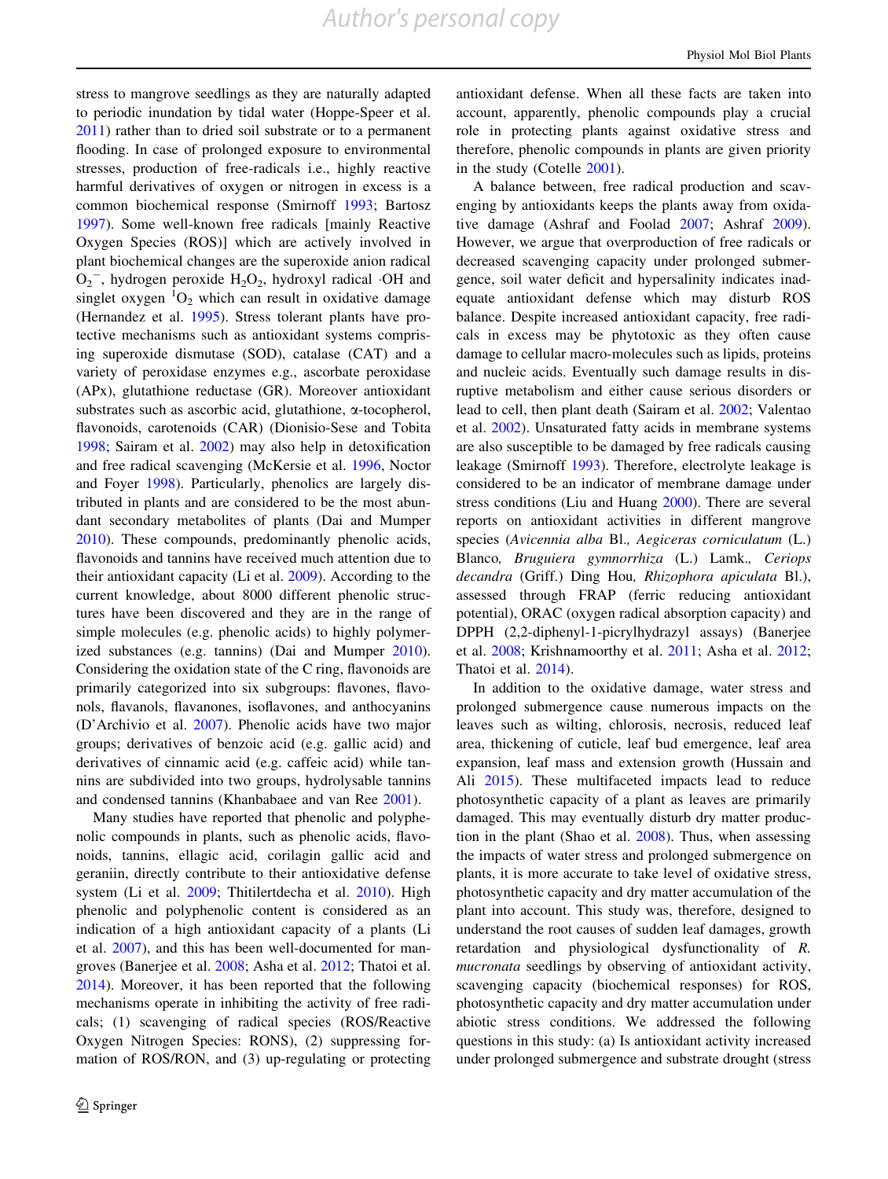stress to mangrove seedlings as they are naturally adapted to periodic inundation by tidal water (Hoppe-Speer et al. 2011) rather than to dried soil substrate or to a permanent flooding. In case of prolonged exposure to environmental stresses, production of free-radicals i.e., highly reactive harmful derivatives of oxygen or nitrogen in excess is a common biochemical response (Smirnoff 1993; Bartosz 1997). Some well-known free radicals [mainly Reactive Oxygen Species (ROS)] which are actively involved in plant biochemical changes are the superoxide anion radical $O_2^-$, hydrogen peroxide $H_2O_2$, hydroxyl radical ·OH and singlet oxygen $^1O_2$ which can result in oxidative damage (Hernandez et al. 1995). Stress tolerant plants have protective mechanisms such as antioxidant systems comprising superoxide dismutase (SOD), catalase (CAT) and a variety of peroxidase enzymes e.g., ascorbate peroxidase (APx), glutathione reductase (GR). Moreover antioxidant substrates such as ascorbic acid, glutathione, α-tocopherol, flavonoids, carotenoids (CAR) (Dionisio-Sese and Tobita 1998; Sairam et al. 2002) may also help in detoxification and free radical scavenging (McKersie et al. 1996, Noctor and Foyer 1998). Particularly, phenolics are largely distributed in plants and are considered to be the most abundant secondary metabolites of plants (Dai and Mumper 2010). These compounds, predominantly phenolic acids, flavonoids and tannins have received much attention due to their antioxidant capacity (Li et al. 2009). According to the current knowledge, about 8000 different phenolic structures have been discovered and they are in the range of simple molecules (e.g. phenolic acids) to highly polymerized substances (e.g. tannins) (Dai and Mumper 2010). Considering the oxidation state of the C ring, flavonoids are primarily categorized into six subgroups: flavones, flavonols, flavanols, flavanones, isoflavones, and anthocyanins (D'Archivio et al. 2007). Phenolic acids have two major groups; derivatives of benzoic acid (e.g. gallic acid) and derivatives of cinnamic acid (e.g. caffeic acid) while tannins are subdivided into two groups, hydrolysable tannins and condensed tannins (Khanbabaee and van Ree 2001).

Many studies have reported that phenolic and polyphenolic compounds in plants, such as phenolic acids, flavonoids, tannins, ellagic acid, corilagin gallic acid and geraniin, directly contribute to their antioxidative defense system (Li et al. 2009; Thitilertdecha et al. 2010). High phenolic and polyphenolic content is considered as an indication of a high antioxidant capacity of a plants (Li et al. 2007), and this has been well-documented for mangroves (Banerjee et al. 2008; Asha et al. 2012; Thatoi et al. 2014). Moreover, it has been reported that the following mechanisms operate in inhibiting the activity of free radicals; (1) scavenging of radical species (ROS/Reactive Oxygen Nitrogen Species: RONS), (2) suppressing formation of ROS/RON, and (3) up-regulating or protecting antioxidant defense. When all these facts are taken into account, apparently, phenolic compounds play a crucial role in protecting plants against oxidative stress and therefore, phenolic compounds in plants are given priority in the study (Cotelle 2001).

A balance between, free radical production and scavenging by antioxidants keeps the plants away from oxidative damage (Ashraf and Foolad 2007; Ashraf 2009). However, we argue that overproduction of free radicals or decreased scavenging capacity under prolonged submergence, soil water deficit and hypersalinity indicates inadequate antioxidant defense which may disturb ROS balance. Despite increased antioxidant capacity, free radicals in excess may be phytotoxic as they often cause damage to cellular macro-molecules such as lipids, proteins and nucleic acids. Eventually such damage results in disruptive metabolism and either cause serious disorders or lead to cell, then plant death (Sairam et al. 2002; Valentao et al. 2002). Unsaturated fatty acids in membrane systems are also susceptible to be damaged by free radicals causing leakage (Smirnoff 1993). Therefore, electrolyte leakage is considered to be an indicator of membrane damage under stress conditions (Liu and Huang 2000). There are several reports on antioxidant activities in different mangrove species (*Avicennia alba* Bl.*, Aegiceras corniculatum* (L.) Blanco*, Bruguiera gymnorrhiza* (L.) Lamk.*, Ceriops decandra* (Griff.) Ding Hou*, Rhizophora apiculata* Bl.), assessed through FRAP (ferric reducing antioxidant potential), ORAC (oxygen radical absorption capacity) and DPPH (2,2-diphenyl-1-picrylhydrazyl assays) (Banerjee et al. 2008; Krishnamoorthy et al. 2011; Asha et al. 2012; Thatoi et al. 2014).

In addition to the oxidative damage, water stress and prolonged submergence cause numerous impacts on the leaves such as wilting, chlorosis, necrosis, reduced leaf area, thickening of cuticle, leaf bud emergence, leaf area expansion, leaf mass and extension growth (Hussain and Ali 2015). These multifaceted impacts lead to reduce photosynthetic capacity of a plant as leaves are primarily damaged. This may eventually disturb dry matter production in the plant (Shao et al. 2008). Thus, when assessing the impacts of water stress and prolonged submergence on plants, it is more accurate to take level of oxidative stress, photosynthetic capacity and dry matter accumulation of the plant into account. This study was, therefore, designed to understand the root causes of sudden leaf damages, growth retardation and physiological dysfunctionality of *R. mucronata* seedlings by observing of antioxidant activity, scavenging capacity (biochemical responses) for ROS, photosynthetic capacity and dry matter accumulation under abiotic stress conditions. We addressed the following questions in this study: (a) Is antioxidant activity increased under prolonged submergence and substrate drought (stress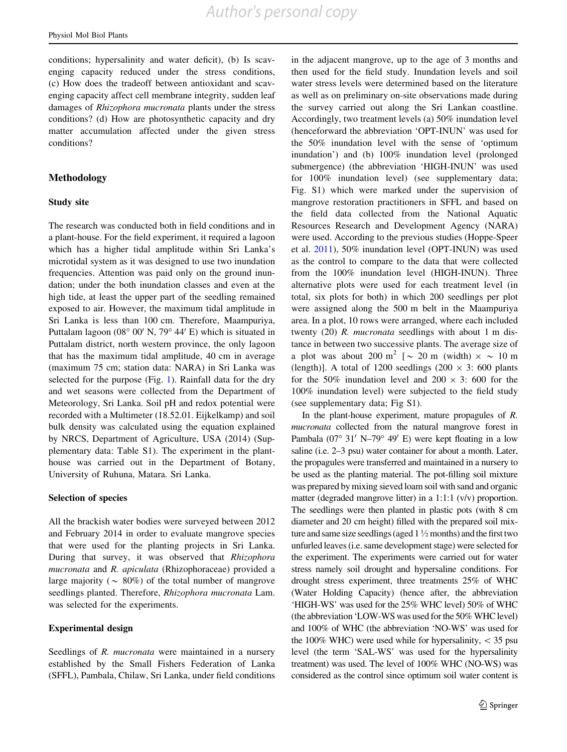conditions; hypersalinity and water deficit), (b) Is scavenging capacity reduced under the stress conditions, (c) How does the tradeoff between antioxidant and scavenging capacity affect cell membrane integrity, sudden leaf damages of *Rhizophora mucronata* plants under the stress conditions? (d) How are photosynthetic capacity and dry matter accumulation affected under the given stress conditions?

## Methodology

### Study site

The research was conducted both in field conditions and in a plant-house. For the field experiment, it required a lagoon which has a higher tidal amplitude within Sri Lanka's microtidal system as it was designed to use two inundation frequencies. Attention was paid only on the ground inundation; under the both inundation classes and even at the high tide, at least the upper part of the seedling remained exposed to air. However, the maximum tidal amplitude in Sri Lanka is less than 100 cm. Therefore, Maampuriya, Puttalam lagoon (08° 00′ N, 79° 44′ E) which is situated in Puttalam district, north western province, the only lagoon that has the maximum tidal amplitude, 40 cm in average (maximum 75 cm; station data: NARA) in Sri Lanka was selected for the purpose (Fig. 1). Rainfall data for the dry and wet seasons were collected from the Department of Meteorology, Sri Lanka. Soil pH and redox potential were recorded with a Multimeter (18.52.01. Eijkelkamp) and soil bulk density was calculated using the equation explained by NRCS, Department of Agriculture, USA (2014) (Supplementary data: Table S1). The experiment in the plant-house was carried out in the Department of Botany, University of Ruhuna, Matara. Sri Lanka.

### Selection of species

All the brackish water bodies were surveyed between 2012 and February 2014 in order to evaluate mangrove species that were used for the planting projects in Sri Lanka. During that survey, it was observed that *Rhizophora mucronata* and *R. apiculata* (Rhizophoraceae) provided a large majority (~ 80%) of the total number of mangrove seedlings planted. Therefore, *Rhizophora mucronata* Lam. was selected for the experiments.

### Experimental design

Seedlings of *R. mucronata* were maintained in a nursery established by the Small Fishers Federation of Lanka (SFFL), Pambala, Chilaw, Sri Lanka, under field conditions in the adjacent mangrove, up to the age of 3 months and then used for the field study. Inundation levels and soil water stress levels were determined based on the literature as well as on preliminary on-site observations made during the survey carried out along the Sri Lankan coastline. Accordingly, two treatment levels (a) 50% inundation level (henceforward the abbreviation 'OPT-INUN' was used for the 50% inundation level with the sense of 'optimum inundation') and (b) 100% inundation level (prolonged submergence) (the abbreviation 'HIGH-INUN' was used for 100% inundation level) (see supplementary data; Fig. S1) which were marked under the supervision of mangrove restoration practitioners in SFFL and based on the field data collected from the National Aquatic Resources Research and Development Agency (NARA) were used. According to the previous studies (Hoppe-Speer et al. 2011), 50% inundation level (OPT-INUN) was used as the control to compare to the data that were collected from the 100% inundation level (HIGH-INUN). Three alternative plots were used for each treatment level (in total, six plots for both) in which 200 seedlings per plot were assigned along the 500 m belt in the Maampuriya area. In a plot, 10 rows were arranged, where each included twenty (20) *R. mucronata* seedlings with about 1 m distance in between two successive plants. The average size of a plot was about 200 $m^2$ [~ 20 m (width) × ~ 10 m (length)]. A total of 1200 seedlings (200 × 3: 600 plants for the 50% inundation level and 200 × 3: 600 for the 100% inundation level) were subjected to the field study (see supplementary data; Fig S1).

In the plant-house experiment, mature propagules of *R. mucronata* collected from the natural mangrove forest in Pambala (07° 31′ N–79° 49′ E) were kept floating in a low saline (i.e. 2–3 psu) water container for about a month. Later, the propagules were transferred and maintained in a nursery to be used as the planting material. The pot-filling soil mixture was prepared by mixing sieved loam soil with sand and organic matter (degraded mangrove litter) in a 1:1:1 (v/v) proportion. The seedlings were then planted in plastic pots (with 8 cm diameter and 20 cm height) filled with the prepared soil mixture and same size seedlings (aged 1 ½ months) and the first two unfurled leaves (i.e. same development stage) were selected for the experiment. The experiments were carried out for water stress namely soil drought and hypersaline conditions. For drought stress experiment, three treatments 25% of WHC (Water Holding Capacity) (hence after, the abbreviation 'HIGH-WS' was used for the 25% WHC level) 50% of WHC (the abbreviation 'LOW-WS was used for the 50% WHC level) and 100% of WHC (the abbreviation 'NO-WS' was used for the 100% WHC) were used while for hypersalinity, < 35 psu level (the term 'SAL-WS' was used for the hypersalinity treatment) was used. The level of 100% WHC (NO-WS) was considered as the control since optimum soil water content is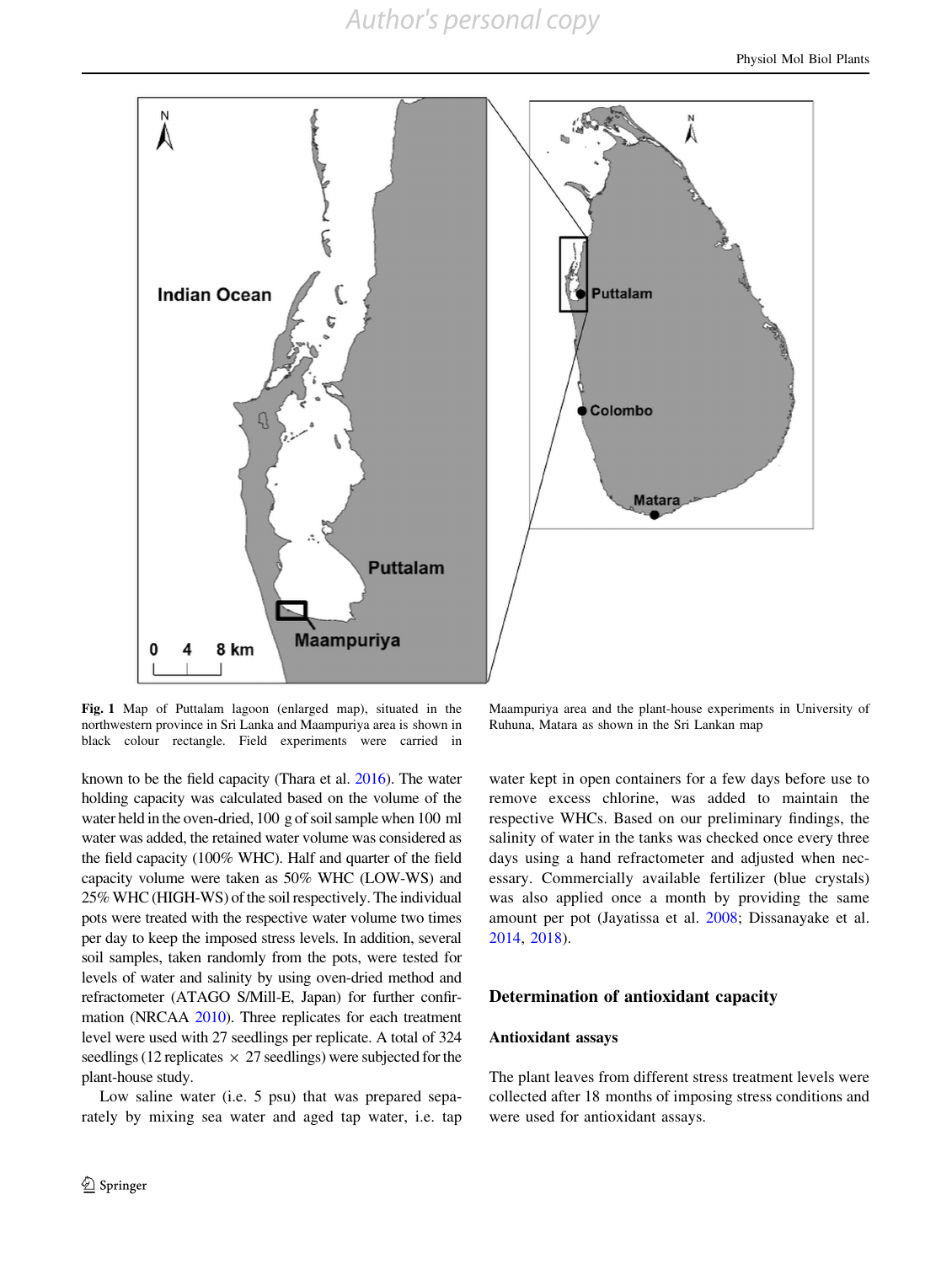**Fig. 1** Map of Puttalam lagoon (enlarged map), situated in the northwestern province in Sri Lanka and Maampuriya area is shown in black colour rectangle. Field experiments were carried in Maampuriya area and the plant-house experiments in University of Ruhuna, Matara as shown in the Sri Lankan map

known to be the field capacity (Thara et al. 2016). The water holding capacity was calculated based on the volume of the water held in the oven-dried, 100 g of soil sample when 100 ml water was added, the retained water volume was considered as the field capacity (100% WHC). Half and quarter of the field capacity volume were taken as 50% WHC (LOW-WS) and 25% WHC (HIGH-WS) of the soil respectively. The individual pots were treated with the respective water volume two times per day to keep the imposed stress levels. In addition, several soil samples, taken randomly from the pots, were tested for levels of water and salinity by using oven-dried method and refractometer (ATAGO S/Mill-E, Japan) for further confirmation (NRCAA 2010). Three replicates for each treatment level were used with 27 seedlings per replicate. A total of 324 seedlings (12 replicates $\times$ 27 seedlings) were subjected for the plant-house study.

Low saline water (i.e. 5 psu) that was prepared separately by mixing sea water and aged tap water, i.e. tap water kept in open containers for a few days before use to remove excess chlorine, was added to maintain the respective WHCs. Based on our preliminary findings, the salinity of water in the tanks was checked once every three days using a hand refractometer and adjusted when necessary. Commercially available fertilizer (blue crystals) was also applied once a month by providing the same amount per pot (Jayatissa et al. 2008; Dissanayake et al. 2014, 2018).

## Determination of antioxidant capacity

### Antioxidant assays

The plant leaves from different stress treatment levels were collected after 18 months of imposing stress conditions and were used for antioxidant assays.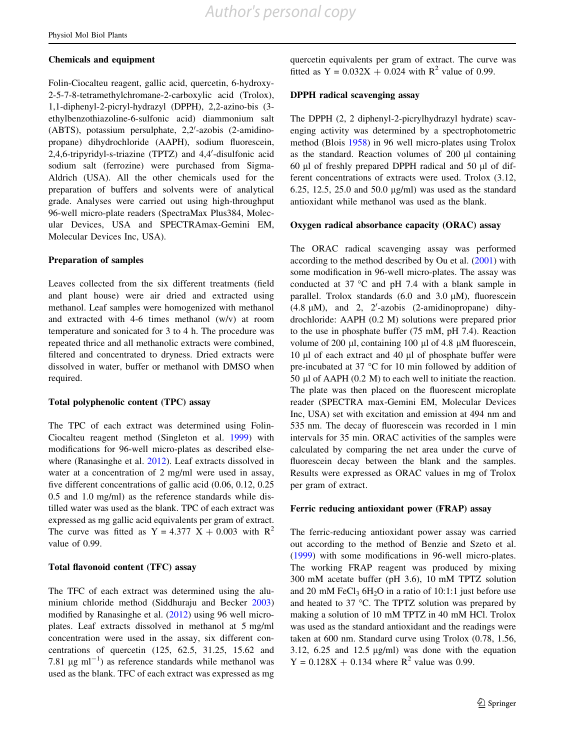### Chemicals and equipment

Folin-Ciocalteu reagent, gallic acid, quercetin, 6-hydroxy-2-5-7-8-tetramethylchromane-2-carboxylic acid (Trolox), 1,1-diphenyl-2-picryl-hydrazyl (DPPH), 2,2-azino-bis (3-ethylbenzothiazoline-6-sulfonic acid) diammonium salt (ABTS), potassium persulphate, 2,2′-azobis (2-amidino-propane) dihydrochloride (AAPH), sodium fluorescein, 2,4,6-tripyridyl-s-triazine (TPTZ) and 4,4′-disulfonic acid sodium salt (ferrozine) were purchased from Sigma-Aldrich (USA). All the other chemicals used for the preparation of buffers and solvents were of analytical grade. Analyses were carried out using high-throughput 96-well micro-plate readers (SpectraMax Plus384, Molecular Devices, USA and SPECTRAmax-Gemini EM, Molecular Devices Inc, USA).

### Preparation of samples

Leaves collected from the six different treatments (field and plant house) were air dried and extracted using methanol. Leaf samples were homogenized with methanol and extracted with 4-6 times methanol (w/v) at room temperature and sonicated for 3 to 4 h. The procedure was repeated thrice and all methanolic extracts were combined, filtered and concentrated to dryness. Dried extracts were dissolved in water, buffer or methanol with DMSO when required.

### Total polyphenolic content (TPC) assay

The TPC of each extract was determined using Folin-Ciocalteu reagent method (Singleton et al. 1999) with modifications for 96-well micro-plates as described elsewhere (Ranasinghe et al. 2012). Leaf extracts dissolved in water at a concentration of 2 mg/ml were used in assay, five different concentrations of gallic acid (0.06, 0.12, 0.25 0.5 and 1.0 mg/ml) as the reference standards while distilled water was used as the blank. TPC of each extract was expressed as mg gallic acid equivalents per gram of extract. The curve was fitted as $Y = 4.377\ X + 0.003$ with $R^2$ value of 0.99.

### Total flavonoid content (TFC) assay

The TFC of each extract was determined using the aluminium chloride method (Siddhuraju and Becker 2003) modified by Ranasinghe et al. (2012) using 96 well micro-plates. Leaf extracts dissolved in methanol at 5 mg/ml concentration were used in the assay, six different concentrations of quercetin (125, 62.5, 31.25, 15.62 and 7.81 µg $ml^{-1}$) as reference standards while methanol was used as the blank. TFC of each extract was expressed as mg quercetin equivalents per gram of extract. The curve was fitted as $Y = 0.032X + 0.024$ with $R^2$ value of 0.99.

### DPPH radical scavenging assay

The DPPH (2, 2 diphenyl-2-picrylhydrazyl hydrate) scavenging activity was determined by a spectrophotometric method (Blois 1958) in 96 well micro-plates using Trolox as the standard. Reaction volumes of 200 µl containing 60 µl of freshly prepared DPPH radical and 50 µl of different concentrations of extracts were used. Trolox (3.12, 6.25, 12.5, 25.0 and 50.0 µg/ml) was used as the standard antioxidant while methanol was used as the blank.

### Oxygen radical absorbance capacity (ORAC) assay

The ORAC radical scavenging assay was performed according to the method described by Ou et al. (2001) with some modification in 96-well micro-plates. The assay was conducted at 37 °C and pH 7.4 with a blank sample in parallel. Trolox standards (6.0 and 3.0 µM), fluorescein (4.8 µM), and 2, 2′-azobis (2-amidinopropane) dihydrochloride: AAPH (0.2 M) solutions were prepared prior to the use in phosphate buffer (75 mM, pH 7.4). Reaction volume of 200 µl, containing 100 µl of 4.8 µM fluorescein, 10 µl of each extract and 40 µl of phosphate buffer were pre-incubated at 37 °C for 10 min followed by addition of 50 µl of AAPH (0.2 M) to each well to initiate the reaction. The plate was then placed on the fluorescent microplate reader (SPECTRA max-Gemini EM, Molecular Devices Inc, USA) set with excitation and emission at 494 nm and 535 nm. The decay of fluorescein was recorded in 1 min intervals for 35 min. ORAC activities of the samples were calculated by comparing the net area under the curve of fluorescein decay between the blank and the samples. Results were expressed as ORAC values in mg of Trolox per gram of extract.

### Ferric reducing antioxidant power (FRAP) assay

The ferric-reducing antioxidant power assay was carried out according to the method of Benzie and Szeto et al. (1999) with some modifications in 96-well micro-plates. The working FRAP reagent was produced by mixing 300 mM acetate buffer (pH 3.6), 10 mM TPTZ solution and 20 mM $FeCl_3\ 6H_2O$ in a ratio of 10:1:1 just before use and heated to 37 °C. The TPTZ solution was prepared by making a solution of 10 mM TPTZ in 40 mM HCl. Trolox was used as the standard antioxidant and the readings were taken at 600 nm. Standard curve using Trolox (0.78, 1.56, 3.12, 6.25 and 12.5 µg/ml) was done with the equation $Y = 0.128X + 0.134$ where $R^2$ value was 0.99.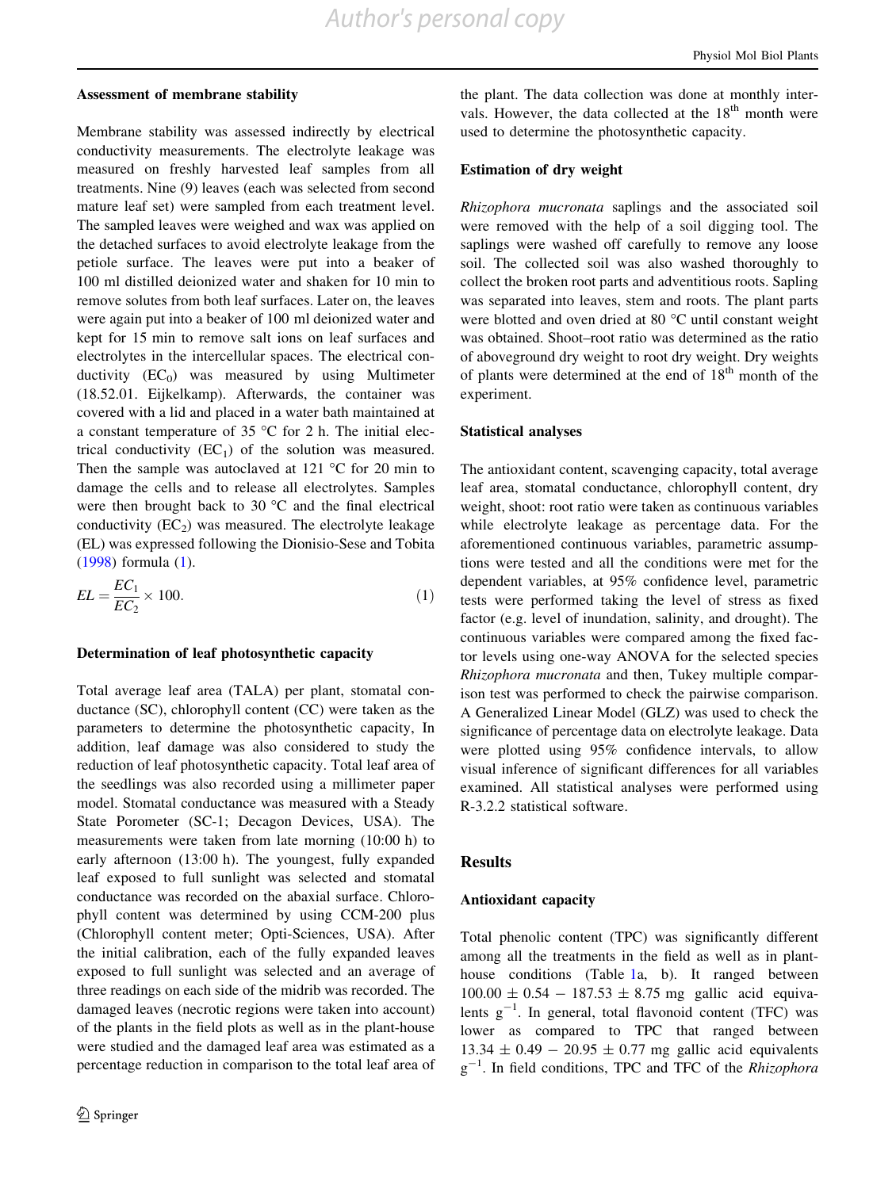### Assessment of membrane stability

Membrane stability was assessed indirectly by electrical conductivity measurements. The electrolyte leakage was measured on freshly harvested leaf samples from all treatments. Nine (9) leaves (each was selected from second mature leaf set) were sampled from each treatment level. The sampled leaves were weighed and wax was applied on the detached surfaces to avoid electrolyte leakage from the petiole surface. The leaves were put into a beaker of 100 ml distilled deionized water and shaken for 10 min to remove solutes from both leaf surfaces. Later on, the leaves were again put into a beaker of 100 ml deionized water and kept for 15 min to remove salt ions on leaf surfaces and electrolytes in the intercellular spaces. The electrical conductivity ($EC_0$) was measured by using Multimeter (18.52.01. Eijkelkamp). Afterwards, the container was covered with a lid and placed in a water bath maintained at a constant temperature of 35 °C for 2 h. The initial electrical conductivity ($EC_1$) of the solution was measured. Then the sample was autoclaved at 121 °C for 20 min to damage the cells and to release all electrolytes. Samples were then brought back to 30 °C and the final electrical conductivity ($EC_2$) was measured. The electrolyte leakage (EL) was expressed following the Dionisio-Sese and Tobita (1998) formula (1).

$$EL = \frac{EC_1}{EC_2} \times 100. \quad (1)$$

### Determination of leaf photosynthetic capacity

Total average leaf area (TALA) per plant, stomatal conductance (SC), chlorophyll content (CC) were taken as the parameters to determine the photosynthetic capacity, In addition, leaf damage was also considered to study the reduction of leaf photosynthetic capacity. Total leaf area of the seedlings was also recorded using a millimeter paper model. Stomatal conductance was measured with a Steady State Porometer (SC-1; Decagon Devices, USA). The measurements were taken from late morning (10:00 h) to early afternoon (13:00 h). The youngest, fully expanded leaf exposed to full sunlight was selected and stomatal conductance was recorded on the abaxial surface. Chlorophyll content was determined by using CCM-200 plus (Chlorophyll content meter; Opti-Sciences, USA). After the initial calibration, each of the fully expanded leaves exposed to full sunlight was selected and an average of three readings on each side of the midrib was recorded. The damaged leaves (necrotic regions were taken into account) of the plants in the field plots as well as in the plant-house were studied and the damaged leaf area was estimated as a percentage reduction in comparison to the total leaf area of the plant. The data collection was done at monthly intervals. However, the data collected at the 18th month were used to determine the photosynthetic capacity.

### Estimation of dry weight

*Rhizophora mucronata* saplings and the associated soil were removed with the help of a soil digging tool. The saplings were washed off carefully to remove any loose soil. The collected soil was also washed thoroughly to collect the broken root parts and adventitious roots. Sapling was separated into leaves, stem and roots. The plant parts were blotted and oven dried at 80 °C until constant weight was obtained. Shoot–root ratio was determined as the ratio of aboveground dry weight to root dry weight. Dry weights of plants were determined at the end of 18th month of the experiment.

### Statistical analyses

The antioxidant content, scavenging capacity, total average leaf area, stomatal conductance, chlorophyll content, dry weight, shoot: root ratio were taken as continuous variables while electrolyte leakage as percentage data. For the aforementioned continuous variables, parametric assumptions were tested and all the conditions were met for the dependent variables, at 95% confidence level, parametric tests were performed taking the level of stress as fixed factor (e.g. level of inundation, salinity, and drought). The continuous variables were compared among the fixed factor levels using one-way ANOVA for the selected species *Rhizophora mucronata* and then, Tukey multiple comparison test was performed to check the pairwise comparison. A Generalized Linear Model (GLZ) was used to check the significance of percentage data on electrolyte leakage. Data were plotted using 95% confidence intervals, to allow visual inference of significant differences for all variables examined. All statistical analyses were performed using R-3.2.2 statistical software.

## Results

### Antioxidant capacity

Total phenolic content (TPC) was significantly different among all the treatments in the field as well as in plant-house conditions (Table 1a, b). It ranged between $100.00 \pm 0.54 - 187.53 \pm 8.75$ mg gallic acid equivalents $g^{-1}$. In general, total flavonoid content (TFC) was lower as compared to TPC that ranged between $13.34 \pm 0.49 - 20.95 \pm 0.77$ mg gallic acid equivalents $g^{-1}$. In field conditions, TPC and TFC of the *Rhizophora*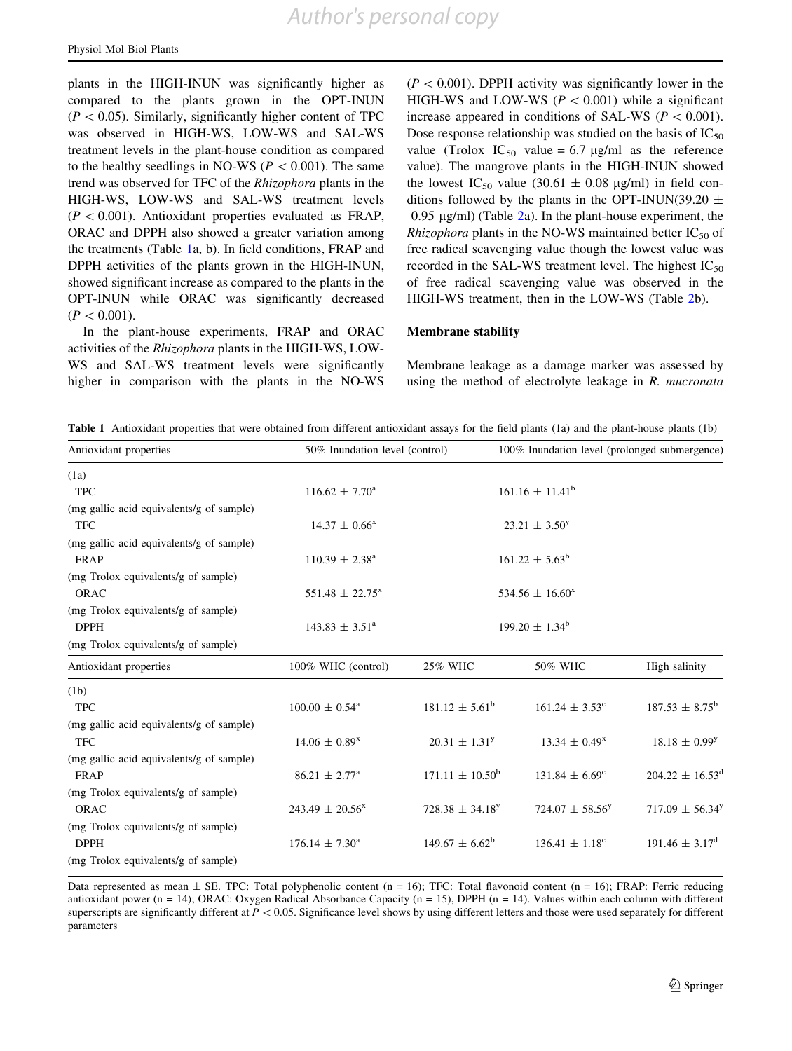plants in the HIGH-INUN was significantly higher as compared to the plants grown in the OPT-INUN ($P < 0.05$). Similarly, significantly higher content of TPC was observed in HIGH-WS, LOW-WS and SAL-WS treatment levels in the plant-house condition as compared to the healthy seedlings in NO-WS ($P < 0.001$). The same trend was observed for TFC of the *Rhizophora* plants in the HIGH-WS, LOW-WS and SAL-WS treatment levels ($P < 0.001$). Antioxidant properties evaluated as FRAP, ORAC and DPPH also showed a greater variation among the treatments (Table 1a, b). In field conditions, FRAP and DPPH activities of the plants grown in the HIGH-INUN, showed significant increase as compared to the plants in the OPT-INUN while ORAC was significantly decreased ($P < 0.001$).

In the plant-house experiments, FRAP and ORAC activities of the *Rhizophora* plants in the HIGH-WS, LOW-WS and SAL-WS treatment levels were significantly higher in comparison with the plants in the NO-WS ($P < 0.001$). DPPH activity was significantly lower in the HIGH-WS and LOW-WS ($P < 0.001$) while a significant increase appeared in conditions of SAL-WS ($P < 0.001$). Dose response relationship was studied on the basis of $IC_{50}$ value (Trolox $IC_{50}$ value = 6.7 µg/ml as the reference value). The mangrove plants in the HIGH-INUN showed the lowest $IC_{50}$ value (30.61 ± 0.08 µg/ml) in field conditions followed by the plants in the OPT-INUN(39.20 ± 0.95 µg/ml) (Table 2a). In the plant-house experiment, the *Rhizophora* plants in the NO-WS maintained better $IC_{50}$ of free radical scavenging value though the lowest value was recorded in the SAL-WS treatment level. The highest $IC_{50}$ of free radical scavenging value was observed in the HIGH-WS treatment, then in the LOW-WS (Table 2b).

### Membrane stability

Membrane leakage as a damage marker was assessed by using the method of electrolyte leakage in *R. mucronata*

**Table 1** Antioxidant properties that were obtained from different antioxidant assays for the field plants (1a) and the plant-house plants (1b)

| Antioxidant properties | 50% Inundation level (control) | 100% Inundation level (prolonged submergence) |
|---|---|---|
| (1a) | | |
| TPC (mg gallic acid equivalents/g of sample) | 116.62 ± 7.70[a] | 161.16 ± 11.41[b] |
| TFC (mg gallic acid equivalents/g of sample) | 14.37 ± 0.66[x] | 23.21 ± 3.50[y] |
| FRAP (mg Trolox equivalents/g of sample) | 110.39 ± 2.38[a] | 161.22 ± 5.63[b] |
| ORAC (mg Trolox equivalents/g of sample) | 551.48 ± 22.75[x] | 534.56 ± 16.60[x] |
| DPPH (mg Trolox equivalents/g of sample) | 143.83 ± 3.51[a] | 199.20 ± 1.34[b] |

| Antioxidant properties | 100% WHC (control) | 25% WHC | 50% WHC | High salinity |
|---|---|---|---|---|
| (1b) | | | | |
| TPC (mg gallic acid equivalents/g of sample) | 100.00 ± 0.54[a] | 181.12 ± 5.61[b] | 161.24 ± 3.53[c] | 187.53 ± 8.75[b] |
| TFC (mg gallic acid equivalents/g of sample) | 14.06 ± 0.89[x] | 20.31 ± 1.31[y] | 13.34 ± 0.49[x] | 18.18 ± 0.99[y] |
| FRAP (mg Trolox equivalents/g of sample) | 86.21 ± 2.77[a] | 171.11 ± 10.50[b] | 131.84 ± 6.69[c] | 204.22 ± 16.53[d] |
| ORAC (mg Trolox equivalents/g of sample) | 243.49 ± 20.56[x] | 728.38 ± 34.18[y] | 724.07 ± 58.56[y] | 717.09 ± 56.34[y] |
| DPPH (mg Trolox equivalents/g of sample) | 176.14 ± 7.30[a] | 149.67 ± 6.62[b] | 136.41 ± 1.18[c] | 191.46 ± 3.17[d] |

Data represented as mean ± SE. TPC: Total polyphenolic content (n = 16); TFC: Total flavonoid content (n = 16); FRAP: Ferric reducing antioxidant power (n = 14); ORAC: Oxygen Radical Absorbance Capacity (n = 15), DPPH (n = 14). Values within each column with different superscripts are significantly different at $P < 0.05$. Significance level shows by using different letters and those were used separately for different parameters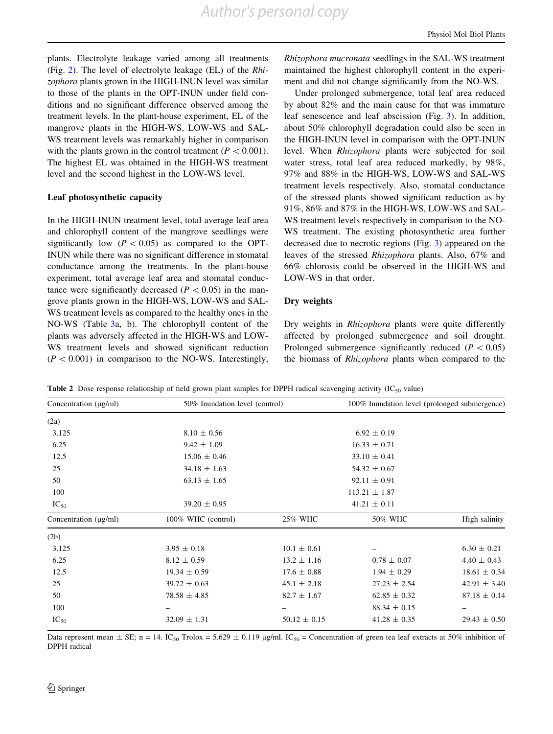plants. Electrolyte leakage varied among all treatments (Fig. 2). The level of electrolyte leakage (EL) of the *Rhizophora* plants grown in the HIGH-INUN level was similar to those of the plants in the OPT-INUN under field conditions and no significant difference observed among the treatment levels. In the plant-house experiment, EL of the mangrove plants in the HIGH-WS, LOW-WS and SAL-WS treatment levels was remarkably higher in comparison with the plants grown in the control treatment ($P < 0.001$). The highest EL was obtained in the HIGH-WS treatment level and the second highest in the LOW-WS level.

### Leaf photosynthetic capacity

In the HIGH-INUN treatment level, total average leaf area and chlorophyll content of the mangrove seedlings were significantly low ($P < 0.05$) as compared to the OPT-INUN while there was no significant difference in stomatal conductance among the treatments. In the plant-house experiment, total average leaf area and stomatal conductance were significantly decreased ($P < 0.05$) in the mangrove plants grown in the HIGH-WS, LOW-WS and SAL-WS treatment levels as compared to the healthy ones in the NO-WS (Table 3a, b). The chlorophyll content of the plants was adversely affected in the HIGH-WS and LOW-WS treatment levels and showed significant reduction ($P < 0.001$) in comparison to the NO-WS. Interestingly, *Rhizophora mucronata* seedlings in the SAL-WS treatment maintained the highest chlorophyll content in the experiment and did not change significantly from the NO-WS.

Under prolonged submergence, total leaf area reduced by about 82% and the main cause for that was immature leaf senescence and leaf abscission (Fig. 3). In addition, about 50% chlorophyll degradation could also be seen in the HIGH-INUN level in comparison with the OPT-INUN level. When *Rhizophora* plants were subjected for soil water stress, total leaf area reduced markedly, by 98%, 97% and 88% in the HIGH-WS, LOW-WS and SAL-WS treatment levels respectively. Also, stomatal conductance of the stressed plants showed significant reduction as by 91%, 86% and 87% in the HIGH-WS, LOW-WS and SAL-WS treatment levels respectively in comparison to the NO-WS treatment. The existing photosynthetic area further decreased due to necrotic regions (Fig. 3) appeared on the leaves of the stressed *Rhizophora* plants. Also, 67% and 66% chlorosis could be observed in the HIGH-WS and LOW-WS in that order.

### Dry weights

Dry weights in *Rhizophora* plants were quite differently affected by prolonged submergence and soil drought. Prolonged submergence significantly reduced ($P < 0.05$) the biomass of *Rhizophora* plants when compared to the

**Table 2** Dose response relationship of field grown plant samples for DPPH radical scavenging activity ($IC_{50}$ value)

| Concentration (μg/ml) | 50% Inundation level (control) | 100% Inundation level (prolonged submergence) |
|---|---|---|
| (2a) | | |
| 3.125 | 8.10 ± 0.56 | 6.92 ± 0.19 |
| 6.25 | 9.42 ± 1.09 | 16.33 ± 0.71 |
| 12.5 | 15.06 ± 0.46 | 33.10 ± 0.41 |
| 25 | 34.18 ± 1.63 | 54.32 ± 0.67 |
| 50 | 63.13 ± 1.65 | 92.11 ± 0.91 |
| 100 | – | 113.21 ± 1.87 |
| $IC_{50}$ | 39.20 ± 0.95 | 41.21 ± 0.11 |

| Concentration (μg/ml) | 100% WHC (control) | 25% WHC | 50% WHC | High salinity |
|---|---|---|---|---|
| (2b) | | | | |
| 3.125 | 3.95 ± 0.18 | 10.1 ± 0.61 | – | 6.30 ± 0.21 |
| 6.25 | 8.12 ± 0.59 | 13.2 ± 1.16 | 0.78 ± 0.07 | 4.40 ± 0.43 |
| 12.5 | 19.34 ± 0.59 | 17.6 ± 0.88 | 1.94 ± 0.29 | 18.61 ± 0.34 |
| 25 | 39.72 ± 0.63 | 45.1 ± 2.18 | 27.23 ± 2.54 | 42.91 ± 3.40 |
| 50 | 78.58 ± 4.85 | 82.7 ± 1.67 | 62.85 ± 0.32 | 87.18 ± 0.14 |
| 100 | – | – | 88.34 ± 0.15 | – |
| $IC_{50}$ | 32.09 ± 1.31 | 50.12 ± 0.15 | 41.28 ± 0.35 | 29.43 ± 0.50 |

Data represent mean ± SE; n = 14. $IC_{50}$ Trolox = 5.629 ± 0.119 μg/ml. $IC_{50}$ = Concentration of green tea leaf extracts at 50% inhibition of DPPH radical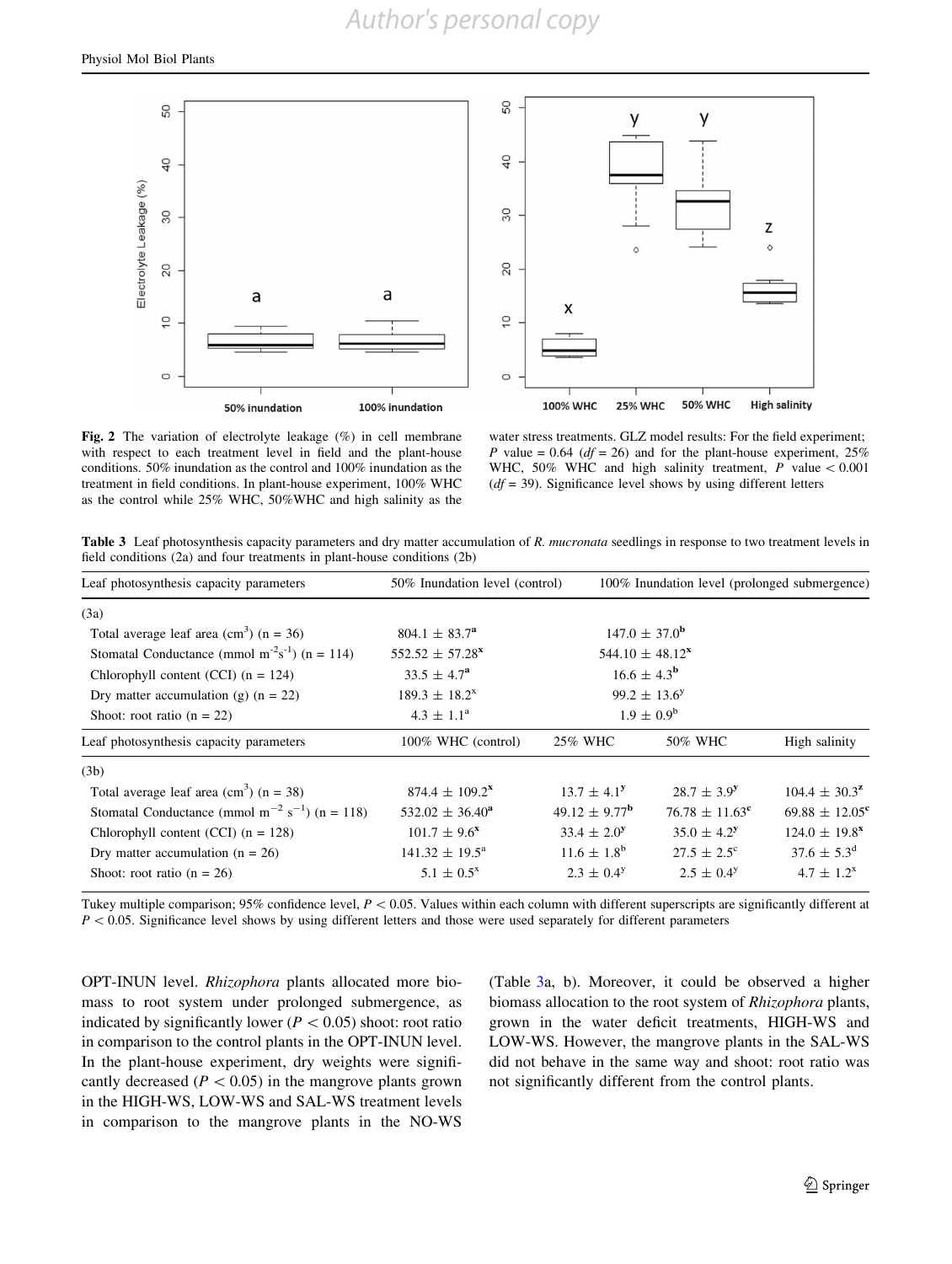Fig. 2 The variation of electrolyte leakage (%) in cell membrane with respect to each treatment level in field and the plant-house conditions. 50% inundation as the control and 100% inundation as the treatment in field conditions. In plant-house experiment, 100% WHC as the control while 25% WHC, 50%WHC and high salinity as the water stress treatments. GLZ model results: For the field experiment; $P$ value = 0.64 ($df$ = 26) and for the plant-house experiment, 25% WHC, 50% WHC and high salinity treatment, $P$ value < 0.001 ($df$ = 39). Significance level shows by using different letters

**Table 3** Leaf photosynthesis capacity parameters and dry matter accumulation of *R. mucronata* seedlings in response to two treatment levels in field conditions (2a) and four treatments in plant-house conditions (2b)

| Leaf photosynthesis capacity parameters | 50% Inundation level (control) | 100% Inundation level (prolonged submergence) | | |
|---|---|---|---|---|
| (3a) | | | | |
| Total average leaf area ($cm^3$) (n = 36) | $804.1 \pm 83.7^a$ | $147.0 \pm 37.0^b$ | | |
| Stomatal Conductance (mmol $m^{-2}s^{-1}$) (n = 114) | $552.52 \pm 57.28^x$ | $544.10 \pm 48.12^x$ | | |
| Chlorophyll content (CCI) (n = 124) | $33.5 \pm 4.7^a$ | $16.6 \pm 4.3^b$ | | |
| Dry matter accumulation (g) (n = 22) | $189.3 \pm 18.2^x$ | $99.2 \pm 13.6^y$ | | |
| Shoot: root ratio (n = 22) | $4.3 \pm 1.1^a$ | $1.9 \pm 0.9^b$ | | |
| **Leaf photosynthesis capacity parameters** | **100% WHC (control)** | **25% WHC** | **50% WHC** | **High salinity** |
| (3b) | | | | |
| Total average leaf area ($cm^3$) (n = 38) | $874.4 \pm 109.2^x$ | $13.7 \pm 4.1^y$ | $28.7 \pm 3.9^y$ | $104.4 \pm 30.3^z$ |
| Stomatal Conductance (mmol $m^{-2}$ $s^{-1}$) (n = 118) | $532.02 \pm 36.40^a$ | $49.12 \pm 9.77^b$ | $76.78 \pm 11.63^c$ | $69.88 \pm 12.05^c$ |
| Chlorophyll content (CCI) (n = 128) | $101.7 \pm 9.6^x$ | $33.4 \pm 2.0^y$ | $35.0 \pm 4.2^y$ | $124.0 \pm 19.8^x$ |
| Dry matter accumulation (n = 26) | $141.32 \pm 19.5^a$ | $11.6 \pm 1.8^b$ | $27.5 \pm 2.5^c$ | $37.6 \pm 5.3^d$ |
| Shoot: root ratio (n = 26) | $5.1 \pm 0.5^x$ | $2.3 \pm 0.4^y$ | $2.5 \pm 0.4^y$ | $4.7 \pm 1.2^x$ |

Tukey multiple comparison; 95% confidence level, $P < 0.05$. Values within each column with different superscripts are significantly different at $P < 0.05$. Significance level shows by using different letters and those were used separately for different parameters

OPT-INUN level. *Rhizophora* plants allocated more biomass to root system under prolonged submergence, as indicated by significantly lower ($P < 0.05$) shoot: root ratio in comparison to the control plants in the OPT-INUN level. In the plant-house experiment, dry weights were significantly decreased ($P < 0.05$) in the mangrove plants grown in the HIGH-WS, LOW-WS and SAL-WS treatment levels in comparison to the mangrove plants in the NO-WS (Table 3a, b). Moreover, it could be observed a higher biomass allocation to the root system of *Rhizophora* plants, grown in the water deficit treatments, HIGH-WS and LOW-WS. However, the mangrove plants in the SAL-WS did not behave in the same way and shoot: root ratio was not significantly different from the control plants.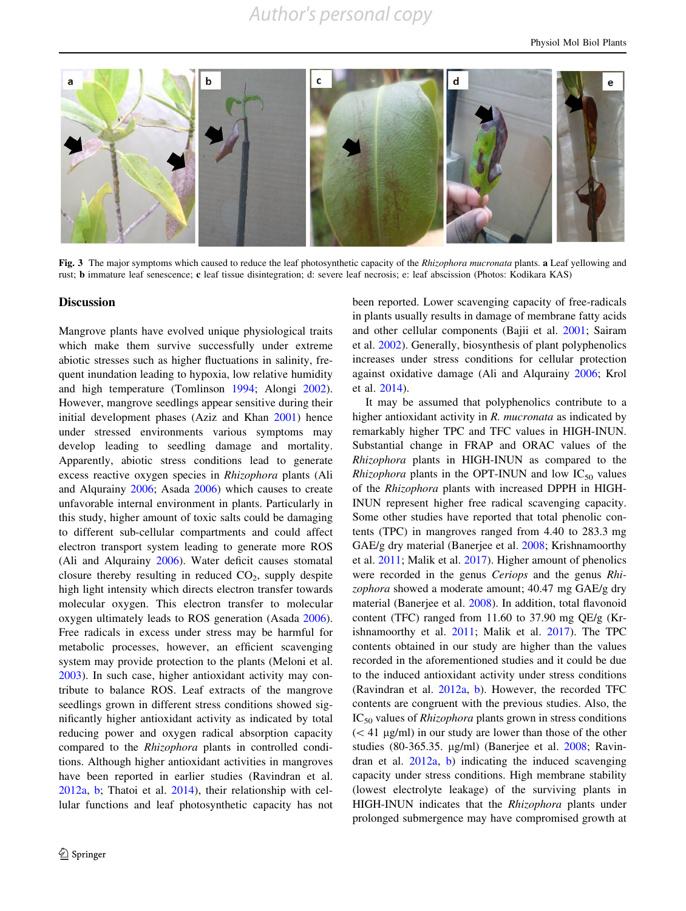Fig. 3 The major symptoms which caused to reduce the leaf photosynthetic capacity of the *Rhizophora mucronata* plants. **a** Leaf yellowing and rust; **b** immature leaf senescence; **c** leaf tissue disintegration; d: severe leaf necrosis; e: leaf abscission (Photos: Kodikara KAS)

## Discussion

Mangrove plants have evolved unique physiological traits which make them survive successfully under extreme abiotic stresses such as higher fluctuations in salinity, frequent inundation leading to hypoxia, low relative humidity and high temperature (Tomlinson 1994; Alongi 2002). However, mangrove seedlings appear sensitive during their initial development phases (Aziz and Khan 2001) hence under stressed environments various symptoms may develop leading to seedling damage and mortality. Apparently, abiotic stress conditions lead to generate excess reactive oxygen species in *Rhizophora* plants (Ali and Alqurainy 2006; Asada 2006) which causes to create unfavorable internal environment in plants. Particularly in this study, higher amount of toxic salts could be damaging to different sub-cellular compartments and could affect electron transport system leading to generate more ROS (Ali and Alqurainy 2006). Water deficit causes stomatal closure thereby resulting in reduced $CO_2$, supply despite high light intensity which directs electron transfer towards molecular oxygen. This electron transfer to molecular oxygen ultimately leads to ROS generation (Asada 2006). Free radicals in excess under stress may be harmful for metabolic processes, however, an efficient scavenging system may provide protection to the plants (Meloni et al. 2003). In such case, higher antioxidant activity may contribute to balance ROS. Leaf extracts of the mangrove seedlings grown in different stress conditions showed significantly higher antioxidant activity as indicated by total reducing power and oxygen radical absorption capacity compared to the *Rhizophora* plants in controlled conditions. Although higher antioxidant activities in mangroves have been reported in earlier studies (Ravindran et al. 2012a, b; Thatoi et al. 2014), their relationship with cellular functions and leaf photosynthetic capacity has not been reported. Lower scavenging capacity of free-radicals in plants usually results in damage of membrane fatty acids and other cellular components (Bajii et al. 2001; Sairam et al. 2002). Generally, biosynthesis of plant polyphenolics increases under stress conditions for cellular protection against oxidative damage (Ali and Alqurainy 2006; Krol et al. 2014).

It may be assumed that polyphenolics contribute to a higher antioxidant activity in *R. mucronata* as indicated by remarkably higher TPC and TFC values in HIGH-INUN. Substantial change in FRAP and ORAC values of the *Rhizophora* plants in HIGH-INUN as compared to the *Rhizophora* plants in the OPT-INUN and low $IC_{50}$ values of the *Rhizophora* plants with increased DPPH in HIGH-INUN represent higher free radical scavenging capacity. Some other studies have reported that total phenolic contents (TPC) in mangroves ranged from 4.40 to 283.3 mg GAE/g dry material (Banerjee et al. 2008; Krishnamoorthy et al. 2011; Malik et al. 2017). Higher amount of phenolics were recorded in the genus *Ceriops* and the genus *Rhizophora* showed a moderate amount; 40.47 mg GAE/g dry material (Banerjee et al. 2008). In addition, total flavonoid content (TFC) ranged from 11.60 to 37.90 mg QE/g (Krishnamoorthy et al. 2011; Malik et al. 2017). The TPC contents obtained in our study are higher than the values recorded in the aforementioned studies and it could be due to the induced antioxidant activity under stress conditions (Ravindran et al. 2012a, b). However, the recorded TFC contents are congruent with the previous studies. Also, the $IC_{50}$ values of *Rhizophora* plants grown in stress conditions (< 41 µg/ml) in our study are lower than those of the other studies (80-365.35. µg/ml) (Banerjee et al. 2008; Ravindran et al. 2012a, b) indicating the induced scavenging capacity under stress conditions. High membrane stability (lowest electrolyte leakage) of the surviving plants in HIGH-INUN indicates that the *Rhizophora* plants under prolonged submergence may have compromised growth at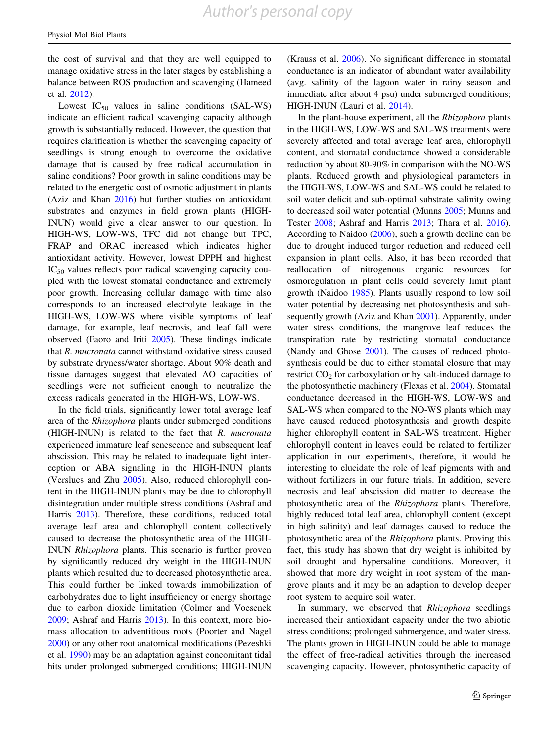the cost of survival and that they are well equipped to manage oxidative stress in the later stages by establishing a balance between ROS production and scavenging (Hameed et al. 2012).

Lowest $IC_{50}$ values in saline conditions (SAL-WS) indicate an efficient radical scavenging capacity although growth is substantially reduced. However, the question that requires clarification is whether the scavenging capacity of seedlings is strong enough to overcome the oxidative damage that is caused by free radical accumulation in saline conditions? Poor growth in saline conditions may be related to the energetic cost of osmotic adjustment in plants (Aziz and Khan 2016) but further studies on antioxidant substrates and enzymes in field grown plants (HIGH-INUN) would give a clear answer to our question. In HIGH-WS, LOW-WS, TFC did not change but TPC, FRAP and ORAC increased which indicates higher antioxidant activity. However, lowest DPPH and highest $IC_{50}$ values reflects poor radical scavenging capacity coupled with the lowest stomatal conductance and extremely poor growth. Increasing cellular damage with time also corresponds to an increased electrolyte leakage in the HIGH-WS, LOW-WS where visible symptoms of leaf damage, for example, leaf necrosis, and leaf fall were observed (Faoro and Iriti 2005). These findings indicate that *R. mucronata* cannot withstand oxidative stress caused by substrate dryness/water shortage. About 90% death and tissue damages suggest that elevated AO capacities of seedlings were not sufficient enough to neutralize the excess radicals generated in the HIGH-WS, LOW-WS.

In the field trials, significantly lower total average leaf area of the *Rhizophora* plants under submerged conditions (HIGH-INUN) is related to the fact that *R. mucronata* experienced immature leaf senescence and subsequent leaf abscission. This may be related to inadequate light interception or ABA signaling in the HIGH-INUN plants (Verslues and Zhu 2005). Also, reduced chlorophyll content in the HIGH-INUN plants may be due to chlorophyll disintegration under multiple stress conditions (Ashraf and Harris 2013). Therefore, these conditions, reduced total average leaf area and chlorophyll content collectively caused to decrease the photosynthetic area of the HIGH-INUN *Rhizophora* plants. This scenario is further proven by significantly reduced dry weight in the HIGH-INUN plants which resulted due to decreased photosynthetic area. This could further be linked towards immobilization of carbohydrates due to light insufficiency or energy shortage due to carbon dioxide limitation (Colmer and Voesenek 2009; Ashraf and Harris 2013). In this context, more biomass allocation to adventitious roots (Poorter and Nagel 2000) or any other root anatomical modifications (Pezeshki et al. 1990) may be an adaptation against concomitant tidal hits under prolonged submerged conditions; HIGH-INUN (Krauss et al. 2006). No significant difference in stomatal conductance is an indicator of abundant water availability (avg. salinity of the lagoon water in rainy season and immediate after about 4 psu) under submerged conditions; HIGH-INUN (Lauri et al. 2014).

In the plant-house experiment, all the *Rhizophora* plants in the HIGH-WS, LOW-WS and SAL-WS treatments were severely affected and total average leaf area, chlorophyll content, and stomatal conductance showed a considerable reduction by about 80-90% in comparison with the NO-WS plants. Reduced growth and physiological parameters in the HIGH-WS, LOW-WS and SAL-WS could be related to soil water deficit and sub-optimal substrate salinity owing to decreased soil water potential (Munns 2005; Munns and Tester 2008; Ashraf and Harris 2013; Thara et al. 2016). According to Naidoo (2006), such a growth decline can be due to drought induced turgor reduction and reduced cell expansion in plant cells. Also, it has been recorded that reallocation of nitrogenous organic resources for osmoregulation in plant cells could severely limit plant growth (Naidoo 1985). Plants usually respond to low soil water potential by decreasing net photosynthesis and subsequently growth (Aziz and Khan 2001). Apparently, under water stress conditions, the mangrove leaf reduces the transpiration rate by restricting stomatal conductance (Nandy and Ghose 2001). The causes of reduced photosynthesis could be due to either stomatal closure that may restrict $CO_2$ for carboxylation or by salt-induced damage to the photosynthetic machinery (Flexas et al. 2004). Stomatal conductance decreased in the HIGH-WS, LOW-WS and SAL-WS when compared to the NO-WS plants which may have caused reduced photosynthesis and growth despite higher chlorophyll content in SAL-WS treatment. Higher chlorophyll content in leaves could be related to fertilizer application in our experiments, therefore, it would be interesting to elucidate the role of leaf pigments with and without fertilizers in our future trials. In addition, severe necrosis and leaf abscission did matter to decrease the photosynthetic area of the *Rhizophora* plants. Therefore, highly reduced total leaf area, chlorophyll content (except in high salinity) and leaf damages caused to reduce the photosynthetic area of the *Rhizophora* plants. Proving this fact, this study has shown that dry weight is inhibited by soil drought and hypersaline conditions. Moreover, it showed that more dry weight in root system of the mangrove plants and it may be an adaption to develop deeper root system to acquire soil water.

In summary, we observed that *Rhizophora* seedlings increased their antioxidant capacity under the two abiotic stress conditions; prolonged submergence, and water stress. The plants grown in HIGH-INUN could be able to manage the effect of free-radical activities through the increased scavenging capacity. However, photosynthetic capacity of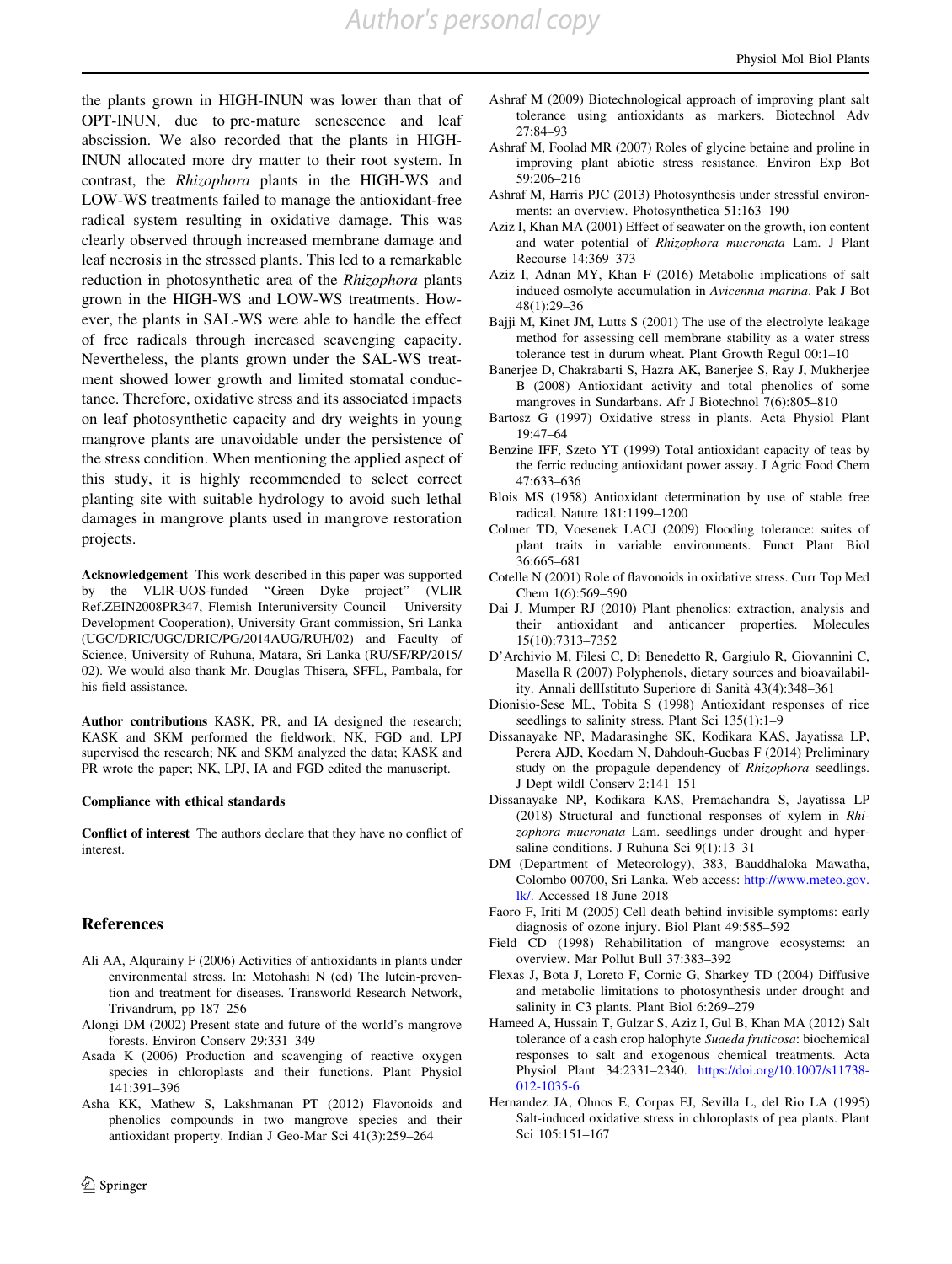the plants grown in HIGH-INUN was lower than that of OPT-INUN, due to pre-mature senescence and leaf abscission. We also recorded that the plants in HIGH-INUN allocated more dry matter to their root system. In contrast, the *Rhizophora* plants in the HIGH-WS and LOW-WS treatments failed to manage the antioxidant-free radical system resulting in oxidative damage. This was clearly observed through increased membrane damage and leaf necrosis in the stressed plants. This led to a remarkable reduction in photosynthetic area of the *Rhizophora* plants grown in the HIGH-WS and LOW-WS treatments. However, the plants in SAL-WS were able to handle the effect of free radicals through increased scavenging capacity. Nevertheless, the plants grown under the SAL-WS treatment showed lower growth and limited stomatal conductance. Therefore, oxidative stress and its associated impacts on leaf photosynthetic capacity and dry weights in young mangrove plants are unavoidable under the persistence of the stress condition. When mentioning the applied aspect of this study, it is highly recommended to select correct planting site with suitable hydrology to avoid such lethal damages in mangrove plants used in mangrove restoration projects.

**Acknowledgement** This work described in this paper was supported by the VLIR-UOS-funded "Green Dyke project" (VLIR Ref.ZEIN2008PR347, Flemish Interuniversity Council – University Development Cooperation), University Grant commission, Sri Lanka (UGC/DRIC/UGC/DRIC/PG/2014AUG/RUH/02) and Faculty of Science, University of Ruhuna, Matara, Sri Lanka (RU/SF/RP/2015/02). We would also thank Mr. Douglas Thisera, SFFL, Pambala, for his field assistance.

**Author contributions** KASK, PR, and IA designed the research; KASK and SKM performed the fieldwork; NK, FGD and, LPJ supervised the research; NK and SKM analyzed the data; KASK and PR wrote the paper; NK, LPJ, IA and FGD edited the manuscript.

**Compliance with ethical standards**

**Conflict of interest** The authors declare that they have no conflict of interest.

## References

Ali AA, Alqurainy F (2006) Activities of antioxidants in plants under environmental stress. In: Motohashi N (ed) The lutein-prevention and treatment for diseases. Transworld Research Network, Trivandrum, pp 187–256

Alongi DM (2002) Present state and future of the world's mangrove forests. Environ Conserv 29:331–349

Asada K (2006) Production and scavenging of reactive oxygen species in chloroplasts and their functions. Plant Physiol 141:391–396

Asha KK, Mathew S, Lakshmanan PT (2012) Flavonoids and phenolics compounds in two mangrove species and their antioxidant property. Indian J Geo-Mar Sci 41(3):259–264

Ashraf M (2009) Biotechnological approach of improving plant salt tolerance using antioxidants as markers. Biotechnol Adv 27:84–93

Ashraf M, Foolad MR (2007) Roles of glycine betaine and proline in improving plant abiotic stress resistance. Environ Exp Bot 59:206–216

Ashraf M, Harris PJC (2013) Photosynthesis under stressful environments: an overview. Photosynthetica 51:163–190

Aziz I, Khan MA (2001) Effect of seawater on the growth, ion content and water potential of *Rhizophora mucronata* Lam. J Plant Recourse 14:369–373

Aziz I, Adnan MY, Khan F (2016) Metabolic implications of salt induced osmolyte accumulation in *Avicennia marina*. Pak J Bot 48(1):29–36

Bajji M, Kinet JM, Lutts S (2001) The use of the electrolyte leakage method for assessing cell membrane stability as a water stress tolerance test in durum wheat. Plant Growth Regul 00:1–10

Banerjee D, Chakrabarti S, Hazra AK, Banerjee S, Ray J, Mukherjee B (2008) Antioxidant activity and total phenolics of some mangroves in Sundarbans. Afr J Biotechnol 7(6):805–810

Bartosz G (1997) Oxidative stress in plants. Acta Physiol Plant 19:47–64

Benzine IFF, Szeto YT (1999) Total antioxidant capacity of teas by the ferric reducing antioxidant power assay. J Agric Food Chem 47:633–636

Blois MS (1958) Antioxidant determination by use of stable free radical. Nature 181:1199–1200

Colmer TD, Voesenek LACJ (2009) Flooding tolerance: suites of plant traits in variable environments. Funct Plant Biol 36:665–681

Cotelle N (2001) Role of flavonoids in oxidative stress. Curr Top Med Chem 1(6):569–590

Dai J, Mumper RJ (2010) Plant phenolics: extraction, analysis and their antioxidant and anticancer properties. Molecules 15(10):7313–7352

D'Archivio M, Filesi C, Di Benedetto R, Gargiulo R, Giovannini C, Masella R (2007) Polyphenols, dietary sources and bioavailability. Annali dellIstituto Superiore di Sanità 43(4):348–361

Dionisio-Sese ML, Tobita S (1998) Antioxidant responses of rice seedlings to salinity stress. Plant Sci 135(1):1–9

Dissanayake NP, Madarasinghe SK, Kodikara KAS, Jayatissa LP, Perera AJD, Koedam N, Dahdouh-Guebas F (2014) Preliminary study on the propagule dependency of *Rhizophora* seedlings. J Dept wildl Conserv 2:141–151

Dissanayake NP, Kodikara KAS, Premachandra S, Jayatissa LP (2018) Structural and functional responses of xylem in *Rhizophora mucronata* Lam. seedlings under drought and hypersaline conditions. J Ruhuna Sci 9(1):13–31

DM (Department of Meteorology), 383, Bauddhaloka Mawatha, Colombo 00700, Sri Lanka. Web access: http://www.meteo.gov.lk/. Accessed 18 June 2018

Faoro F, Iriti M (2005) Cell death behind invisible symptoms: early diagnosis of ozone injury. Biol Plant 49:585–592

Field CD (1998) Rehabilitation of mangrove ecosystems: an overview. Mar Pollut Bull 37:383–392

Flexas J, Bota J, Loreto F, Cornic G, Sharkey TD (2004) Diffusive and metabolic limitations to photosynthesis under drought and salinity in C3 plants. Plant Biol 6:269–279

Hameed A, Hussain T, Gulzar S, Aziz I, Gul B, Khan MA (2012) Salt tolerance of a cash crop halophyte *Suaeda fruticosa*: biochemical responses to salt and exogenous chemical treatments. Acta Physiol Plant 34:2331–2340. https://doi.org/10.1007/s11738-012-1035-6

Hernandez JA, Ohnos E, Corpas FJ, Sevilla L, del Rio LA (1995) Salt-induced oxidative stress in chloroplasts of pea plants. Plant Sci 105:151–167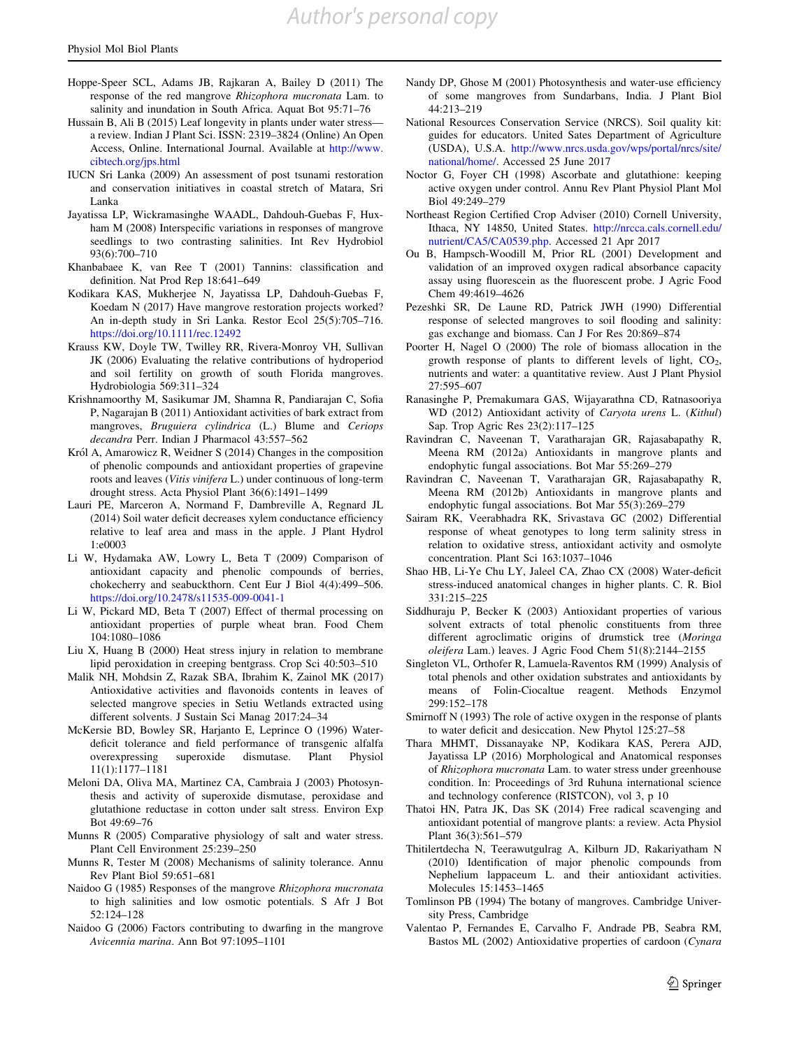Hoppe-Speer SCL, Adams JB, Rajkaran A, Bailey D (2011) The response of the red mangrove *Rhizophora mucronata* Lam. to salinity and inundation in South Africa. Aquat Bot 95:71–76

Hussain B, Ali B (2015) Leaf longevity in plants under water stress—a review. Indian J Plant Sci. ISSN: 2319–3824 (Online) An Open Access, Online. International Journal. Available at http://www.cibtech.org/jps.html

IUCN Sri Lanka (2009) An assessment of post tsunami restoration and conservation initiatives in coastal stretch of Matara, Sri Lanka

Jayatissa LP, Wickramasinghe WAADL, Dahdouh-Guebas F, Huxham M (2008) Interspecific variations in responses of mangrove seedlings to two contrasting salinities. Int Rev Hydrobiol 93(6):700–710

Khanbabaee K, van Ree T (2001) Tannins: classification and definition. Nat Prod Rep 18:641–649

Kodikara KAS, Mukherjee N, Jayatissa LP, Dahdouh-Guebas F, Koedam N (2017) Have mangrove restoration projects worked? An in-depth study in Sri Lanka. Restor Ecol 25(5):705–716. https://doi.org/10.1111/rec.12492

Krauss KW, Doyle TW, Twilley RR, Rivera-Monroy VH, Sullivan JK (2006) Evaluating the relative contributions of hydroperiod and soil fertility on growth of south Florida mangroves. Hydrobiologia 569:311–324

Krishnamoorthy M, Sasikumar JM, Shamna R, Pandiarajan C, Sofia P, Nagarajan B (2011) Antioxidant activities of bark extract from mangroves, *Bruguiera cylindrica* (L.) Blume and *Ceriops decandra* Perr. Indian J Pharmacol 43:557–562

Król A, Amarowicz R, Weidner S (2014) Changes in the composition of phenolic compounds and antioxidant properties of grapevine roots and leaves (*Vitis vinifera* L.) under continuous of long-term drought stress. Acta Physiol Plant 36(6):1491–1499

Lauri PE, Marceron A, Normand F, Dambreville A, Regnard JL (2014) Soil water deficit decreases xylem conductance efficiency relative to leaf area and mass in the apple. J Plant Hydrol 1:e0003

Li W, Hydamaka AW, Lowry L, Beta T (2009) Comparison of antioxidant capacity and phenolic compounds of berries, chokecherry and seabuckthorn. Cent Eur J Biol 4(4):499–506. https://doi.org/10.2478/s11535-009-0041-1

Li W, Pickard MD, Beta T (2007) Effect of thermal processing on antioxidant properties of purple wheat bran. Food Chem 104:1080–1086

Liu X, Huang B (2000) Heat stress injury in relation to membrane lipid peroxidation in creeping bentgrass. Crop Sci 40:503–510

Malik NH, Mohdsin Z, Razak SBA, Ibrahim K, Zainol MK (2017) Antioxidative activities and flavonoids contents in leaves of selected mangrove species in Setiu Wetlands extracted using different solvents. J Sustain Sci Manag 2017:24–34

McKersie BD, Bowley SR, Harjanto E, Leprince O (1996) Water-deficit tolerance and field performance of transgenic alfalfa overexpressing superoxide dismutase. Plant Physiol 11(1):1177–1181

Meloni DA, Oliva MA, Martinez CA, Cambraia J (2003) Photosynthesis and activity of superoxide dismutase, peroxidase and glutathione reductase in cotton under salt stress. Environ Exp Bot 49:69–76

Munns R (2005) Comparative physiology of salt and water stress. Plant Cell Environment 25:239–250

Munns R, Tester M (2008) Mechanisms of salinity tolerance. Annu Rev Plant Biol 59:651–681

Naidoo G (1985) Responses of the mangrove *Rhizophora mucronata* to high salinities and low osmotic potentials. S Afr J Bot 52:124–128

Naidoo G (2006) Factors contributing to dwarfing in the mangrove *Avicennia marina*. Ann Bot 97:1095–1101

Nandy DP, Ghose M (2001) Photosynthesis and water-use efficiency of some mangroves from Sundarbans, India. J Plant Biol 44:213–219

National Resources Conservation Service (NRCS). Soil quality kit: guides for educators. United Sates Department of Agriculture (USDA), U.S.A. http://www.nrcs.usda.gov/wps/portal/nrcs/site/national/home/. Accessed 25 June 2017

Noctor G, Foyer CH (1998) Ascorbate and glutathione: keeping active oxygen under control. Annu Rev Plant Physiol Plant Mol Biol 49:249–279

Northeast Region Certified Crop Adviser (2010) Cornell University, Ithaca, NY 14850, United States. http://nrcca.cals.cornell.edu/nutrient/CA5/CA0539.php. Accessed 21 Apr 2017

Ou B, Hampsch-Woodill M, Prior RL (2001) Development and validation of an improved oxygen radical absorbance capacity assay using fluorescein as the fluorescent probe. J Agric Food Chem 49:4619–4626

Pezeshki SR, De Laune RD, Patrick JWH (1990) Differential response of selected mangroves to soil flooding and salinity: gas exchange and biomass. Can J For Res 20:869–874

Poorter H, Nagel O (2000) The role of biomass allocation in the growth response of plants to different levels of light, $CO_2$, nutrients and water: a quantitative review. Aust J Plant Physiol 27:595–607

Ranasinghe P, Premakumara GAS, Wijayarathna CD, Ratnasooriya WD (2012) Antioxidant activity of *Caryota urens* L. (*Kithul*) Sap. Trop Agric Res 23(2):117–125

Ravindran C, Naveenan T, Varatharajan GR, Rajasabapathy R, Meena RM (2012a) Antioxidants in mangrove plants and endophytic fungal associations. Bot Mar 55:269–279

Ravindran C, Naveenan T, Varatharajan GR, Rajasabapathy R, Meena RM (2012b) Antioxidants in mangrove plants and endophytic fungal associations. Bot Mar 55(3):269–279

Sairam RK, Veerabhadra RK, Srivastava GC (2002) Differential response of wheat genotypes to long term salinity stress in relation to oxidative stress, antioxidant activity and osmolyte concentration. Plant Sci 163:1037–1046

Shao HB, Li-Ye Chu LY, Jaleel CA, Zhao CX (2008) Water-deficit stress-induced anatomical changes in higher plants. C. R. Biol 331:215–225

Siddhuraju P, Becker K (2003) Antioxidant properties of various solvent extracts of total phenolic constituents from three different agroclimatic origins of drumstick tree (*Moringa oleifera* Lam.) leaves. J Agric Food Chem 51(8):2144–2155

Singleton VL, Orthofer R, Lamuela-Raventos RM (1999) Analysis of total phenols and other oxidation substrates and antioxidants by means of Folin-Ciocaltue reagent. Methods Enzymol 299:152–178

Smirnoff N (1993) The role of active oxygen in the response of plants to water deficit and desiccation. New Phytol 125:27–58

Thara MHMT, Dissanayake NP, Kodikara KAS, Perera AJD, Jayatissa LP (2016) Morphological and Anatomical responses of *Rhizophora mucronata* Lam. to water stress under greenhouse condition. In: Proceedings of 3rd Ruhuna international science and technology conference (RISTCON), vol 3, p 10

Thatoi HN, Patra JK, Das SK (2014) Free radical scavenging and antioxidant potential of mangrove plants: a review. Acta Physiol Plant 36(3):561–579

Thitilertdecha N, Teerawutgulrag A, Kilburn JD, Rakariyatham N (2010) Identification of major phenolic compounds from Nephelium lappaceum L. and their antioxidant activities. Molecules 15:1453–1465

Tomlinson PB (1994) The botany of mangroves. Cambridge University Press, Cambridge

Valentao P, Fernandes E, Carvalho F, Andrade PB, Seabra RM, Bastos ML (2002) Antioxidative properties of cardoon (*Cynara*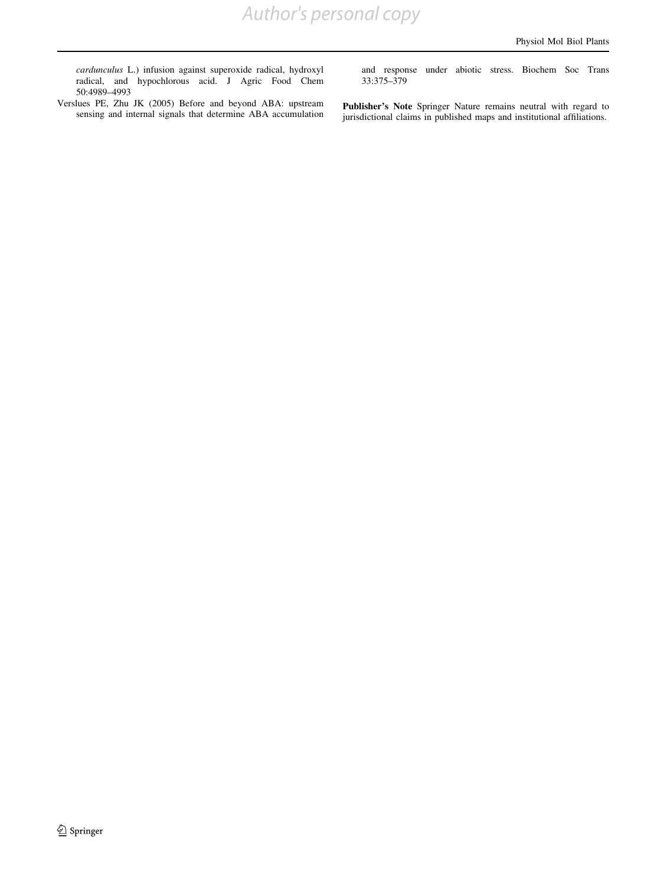*cardunculus* L.) infusion against superoxide radical, hydroxyl radical, and hypochlorous acid. J Agric Food Chem 50:4989–4993

Verslues PE, Zhu JK (2005) Before and beyond ABA: upstream sensing and internal signals that determine ABA accumulation and response under abiotic stress. Biochem Soc Trans 33:375–379

**Publisher's Note** Springer Nature remains neutral with regard to jurisdictional claims in published maps and institutional affiliations.